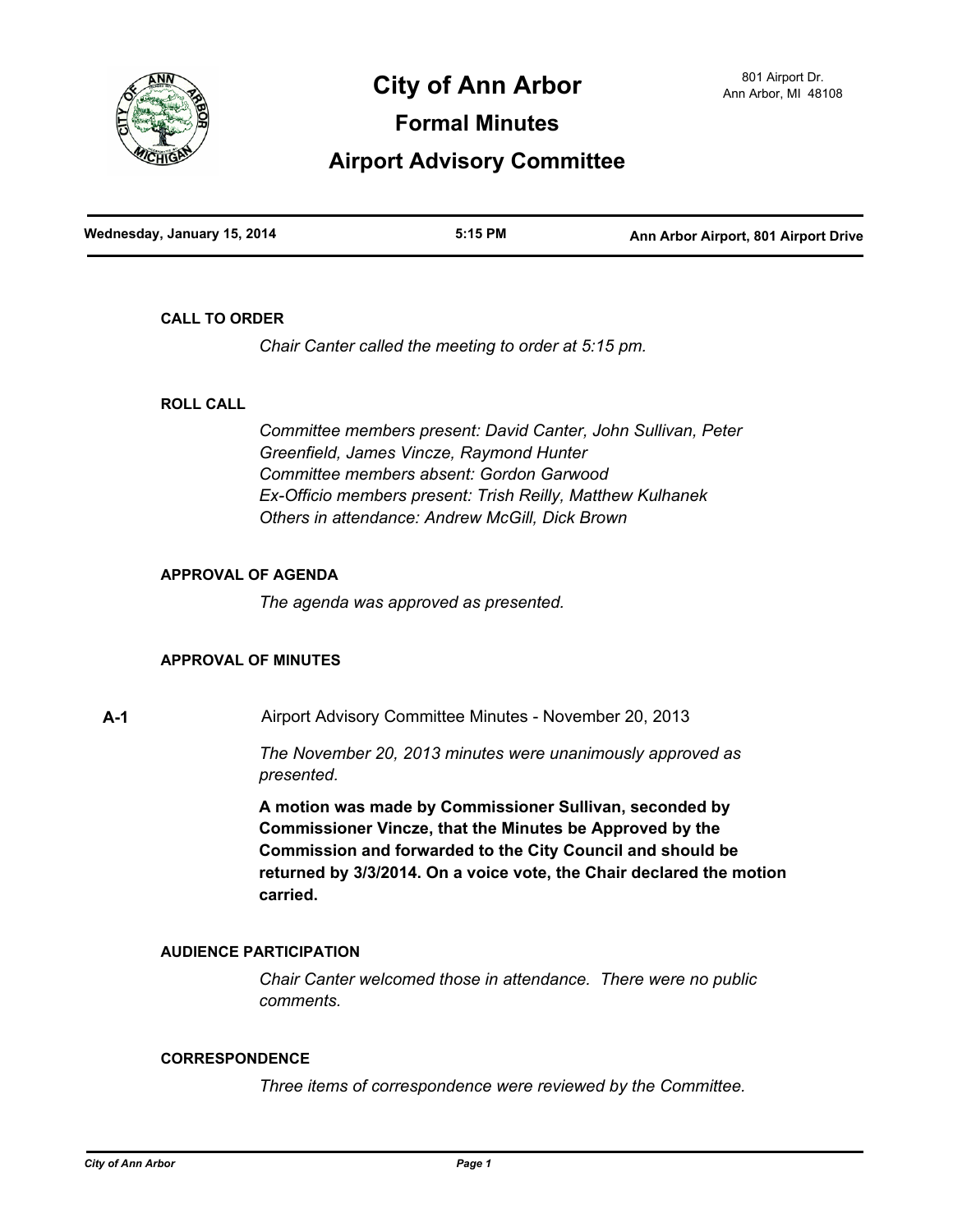# City of Ann Arbor

## Formal Minutes

## Airport Advisory Committee

801 Airport Dr.
Ann Arbor, MI 48108

| Wednesday, January 15, 2014 | 5:15 PM | Ann Arbor Airport, 801 Airport Drive |
|---|---|---|

### CALL TO ORDER

*Chair Canter called the meeting to order at 5:15 pm.*

### ROLL CALL

*Committee members present: David Canter, John Sullivan, Peter Greenfield, James Vincze, Raymond Hunter*
*Committee members absent: Gordon Garwood*
*Ex-Officio members present: Trish Reilly, Matthew Kulhanek*
*Others in attendance: Andrew McGill, Dick Brown*

### APPROVAL OF AGENDA

*The agenda was approved as presented.*

### APPROVAL OF MINUTES

**A-1** Airport Advisory Committee Minutes - November 20, 2013

*The November 20, 2013 minutes were unanimously approved as presented.*

**A motion was made by Commissioner Sullivan, seconded by Commissioner Vincze, that the Minutes be Approved by the Commission and forwarded to the City Council and should be returned by 3/3/2014. On a voice vote, the Chair declared the motion carried.**

### AUDIENCE PARTICIPATION

*Chair Canter welcomed those in attendance. There were no public comments.*

### CORRESPONDENCE

*Three items of correspondence were reviewed by the Committee.*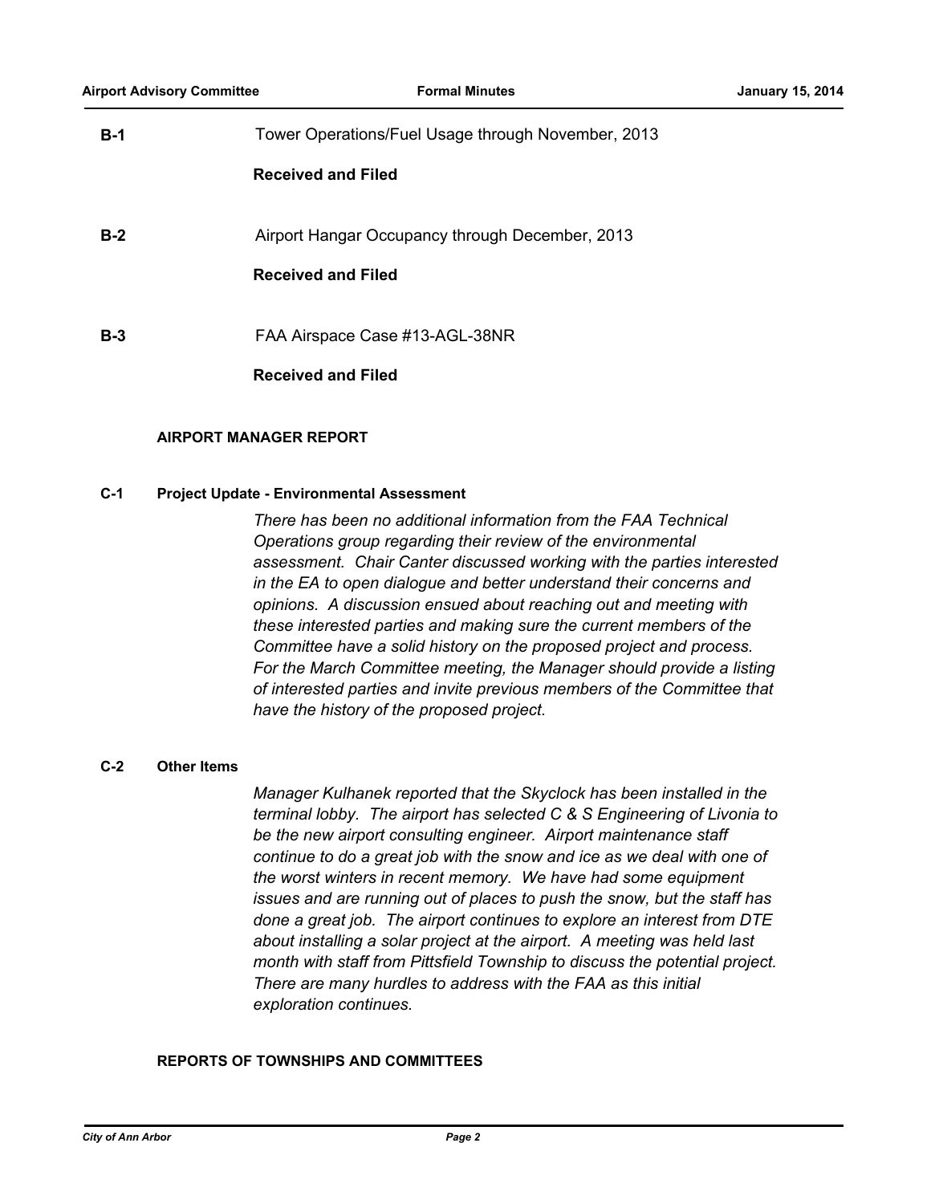**B-1** Tower Operations/Fuel Usage through November, 2013

**Received and Filed**

**B-2** Airport Hangar Occupancy through December, 2013

**Received and Filed**

**B-3** FAA Airspace Case #13-AGL-38NR

**Received and Filed**

## AIRPORT MANAGER REPORT

### C-1 Project Update - Environmental Assessment

*There has been no additional information from the FAA Technical Operations group regarding their review of the environmental assessment. Chair Canter discussed working with the parties interested in the EA to open dialogue and better understand their concerns and opinions. A discussion ensued about reaching out and meeting with these interested parties and making sure the current members of the Committee have a solid history on the proposed project and process. For the March Committee meeting, the Manager should provide a listing of interested parties and invite previous members of the Committee that have the history of the proposed project.*

### C-2 Other Items

*Manager Kulhanek reported that the Skyclock has been installed in the terminal lobby. The airport has selected C & S Engineering of Livonia to be the new airport consulting engineer. Airport maintenance staff continue to do a great job with the snow and ice as we deal with one of the worst winters in recent memory. We have had some equipment issues and are running out of places to push the snow, but the staff has done a great job. The airport continues to explore an interest from DTE about installing a solar project at the airport. A meeting was held last month with staff from Pittsfield Township to discuss the potential project. There are many hurdles to address with the FAA as this initial exploration continues.*

## REPORTS OF TOWNSHIPS AND COMMITTEES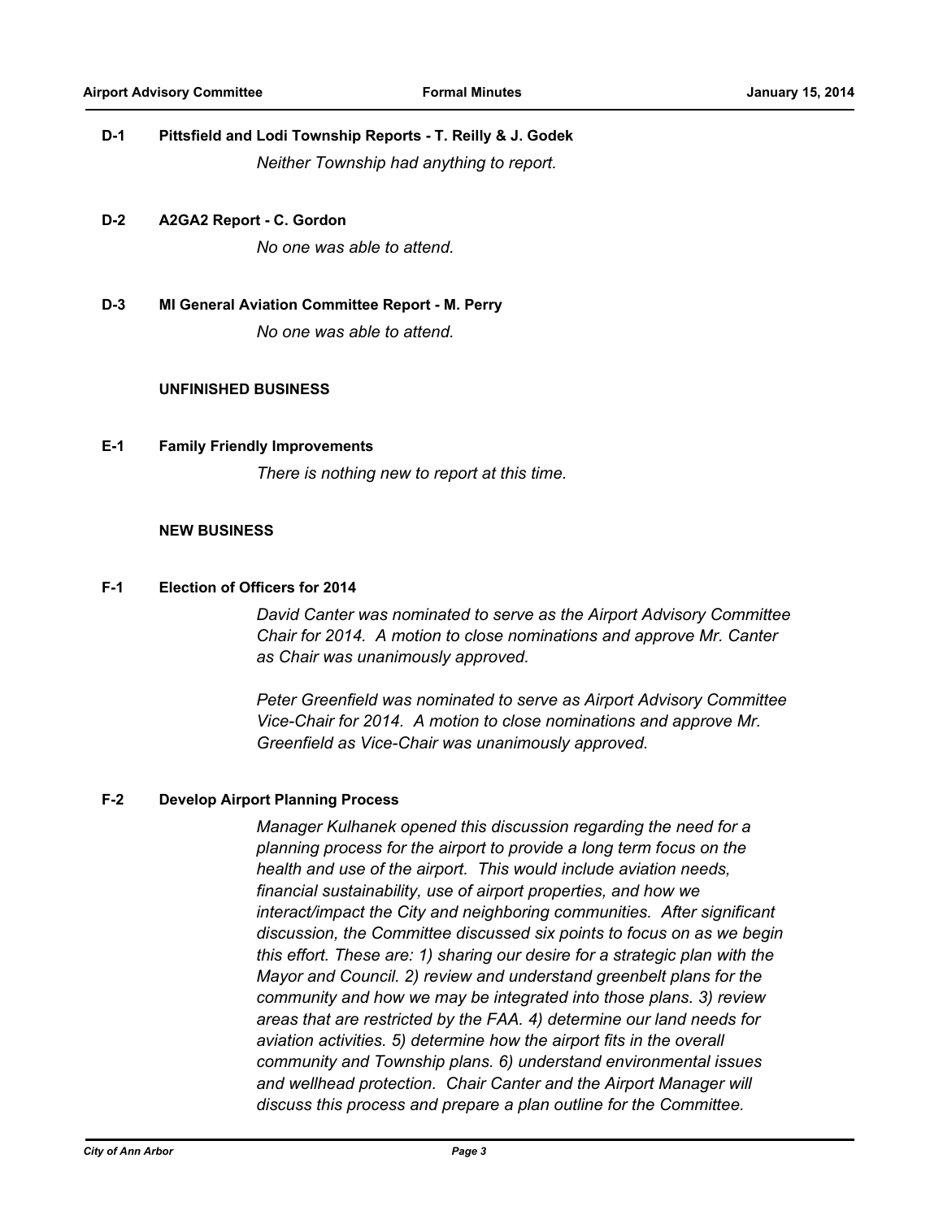**D-1 Pittsfield and Lodi Township Reports - T. Reilly & J. Godek**

*Neither Township had anything to report.*

**D-2 A2GA2 Report - C. Gordon**

*No one was able to attend.*

**D-3 MI General Aviation Committee Report - M. Perry**

*No one was able to attend.*

**UNFINISHED BUSINESS**

**E-1 Family Friendly Improvements**

*There is nothing new to report at this time.*

**NEW BUSINESS**

**F-1 Election of Officers for 2014**

*David Canter was nominated to serve as the Airport Advisory Committee Chair for 2014. A motion to close nominations and approve Mr. Canter as Chair was unanimously approved.*

*Peter Greenfield was nominated to serve as Airport Advisory Committee Vice-Chair for 2014. A motion to close nominations and approve Mr. Greenfield as Vice-Chair was unanimously approved.*

**F-2 Develop Airport Planning Process**

*Manager Kulhanek opened this discussion regarding the need for a planning process for the airport to provide a long term focus on the health and use of the airport. This would include aviation needs, financial sustainability, use of airport properties, and how we interact/impact the City and neighboring communities. After significant discussion, the Committee discussed six points to focus on as we begin this effort. These are: 1) sharing our desire for a strategic plan with the Mayor and Council. 2) review and understand greenbelt plans for the community and how we may be integrated into those plans. 3) review areas that are restricted by the FAA. 4) determine our land needs for aviation activities. 5) determine how the airport fits in the overall community and Township plans. 6) understand environmental issues and wellhead protection. Chair Canter and the Airport Manager will discuss this process and prepare a plan outline for the Committee.*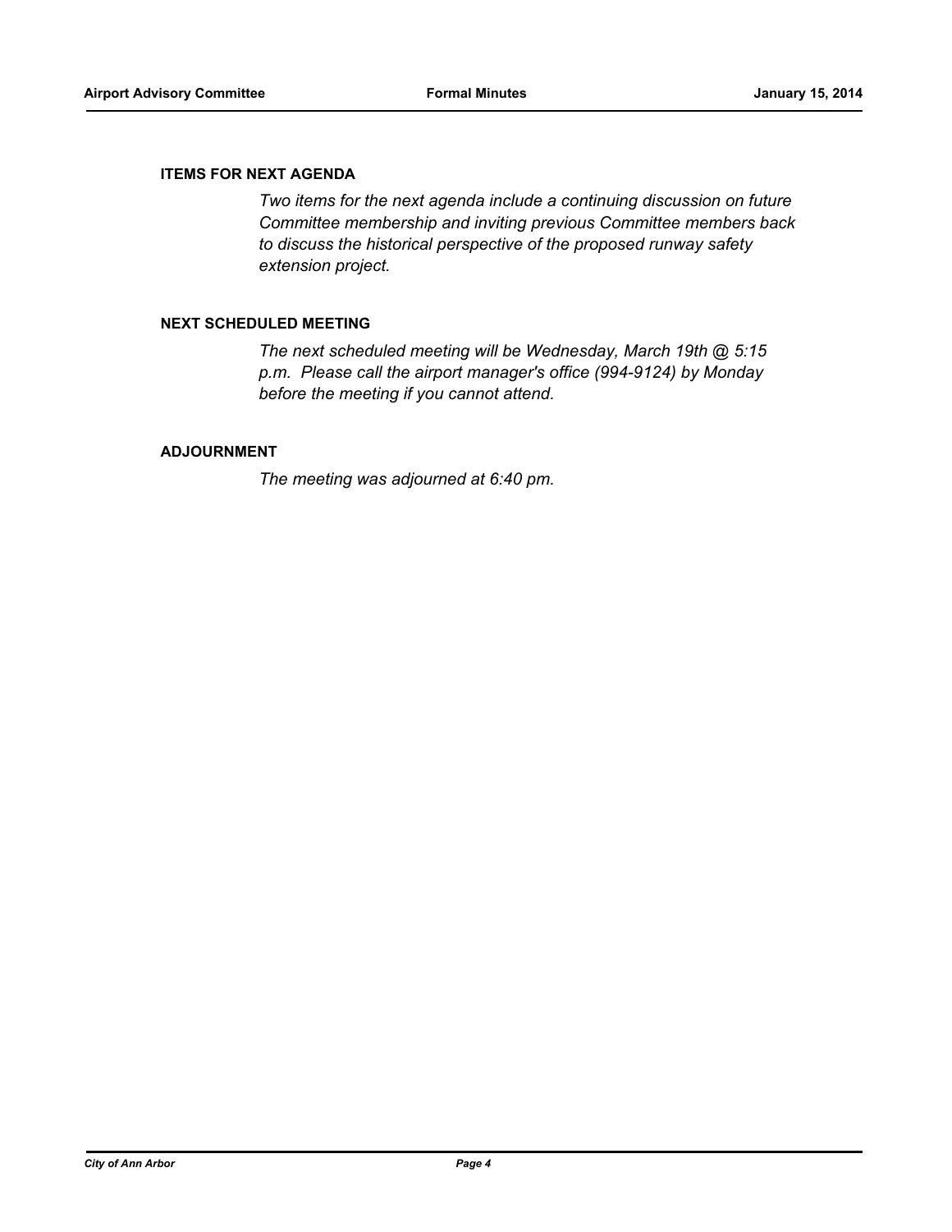**ITEMS FOR NEXT AGENDA**

*Two items for the next agenda include a continuing discussion on future Committee membership and inviting previous Committee members back to discuss the historical perspective of the proposed runway safety extension project.*

**NEXT SCHEDULED MEETING**

*The next scheduled meeting will be Wednesday, March 19th @ 5:15 p.m. Please call the airport manager's office (994-9124) by Monday before the meeting if you cannot attend.*

**ADJOURNMENT**

*The meeting was adjourned at 6:40 pm.*